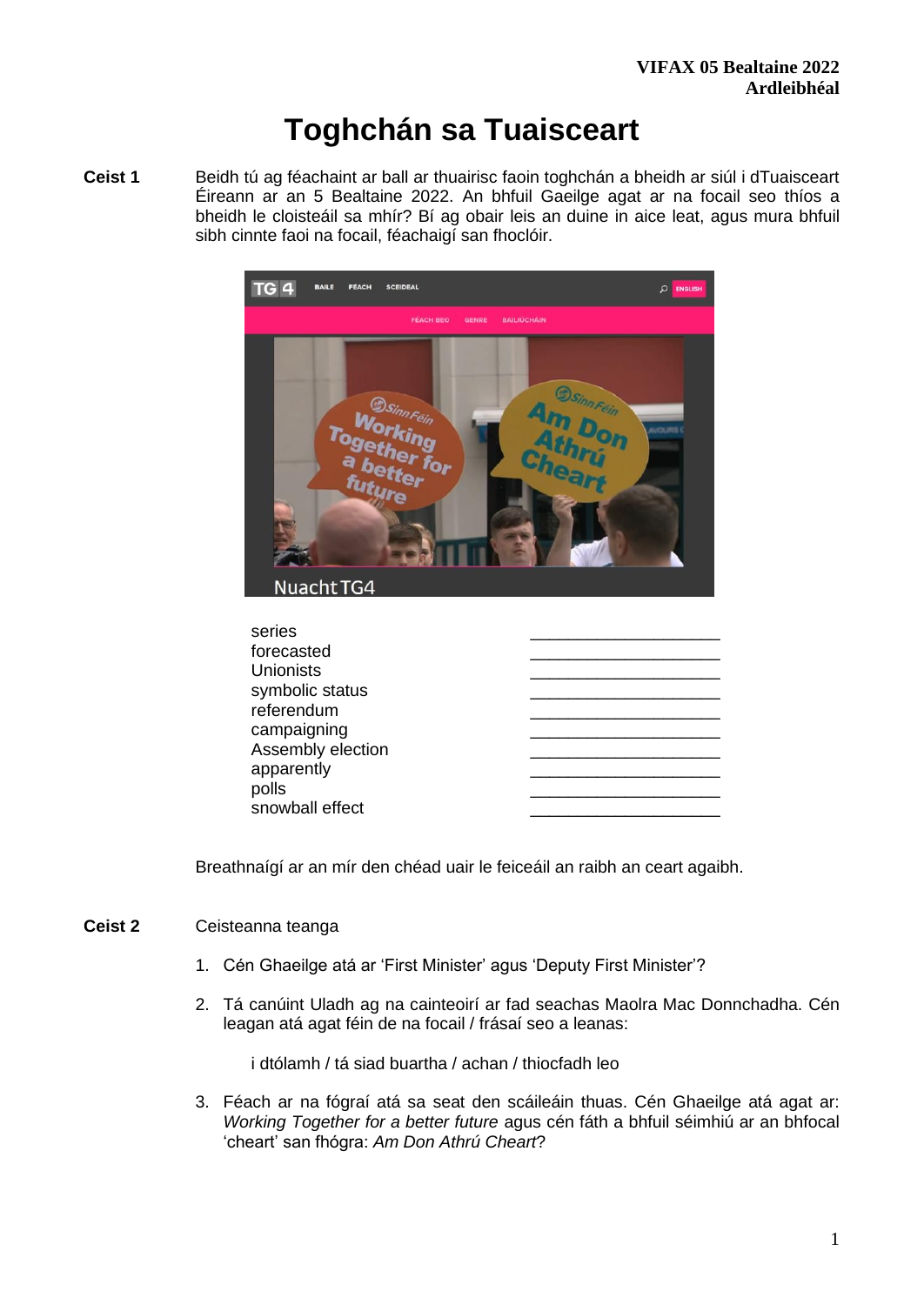VIFAX 05 Bealtaine 2022
Ardleibhéal

# Toghchán sa Tuaisceart

**Ceist 1** Beidh tú ag féachaint ar ball ar thuairisc faoin toghchán a bheidh ar siúl i dTuaisceart Éireann ar an 5 Bealtaine 2022. An bhfuil Gaeilge agat ar na focail seo thíos a bheidh le cloisteáil sa mhír? Bí ag obair leis an duine in aice leat, agus mura bhfuil sibh cinnte faoi na focail, féachaigí san fhoclóir.

| | |
|---|---|
| series | ____________________ |
| forecasted | ____________________ |
| Unionists | ____________________ |
| symbolic status | ____________________ |
| referendum | ____________________ |
| campaigning | ____________________ |
| Assembly election | ____________________ |
| apparently | ____________________ |
| polls | ____________________ |
| snowball effect | ____________________ |

Breathnaígí ar an mír den chéad uair le feiceáil an raibh an ceart agaibh.

**Ceist 2** Ceisteanna teanga

1. Cén Ghaeilge atá ar 'First Minister' agus 'Deputy First Minister'?

2. Tá canúint Uladh ag na cainteoirí ar fad seachas Maolra Mac Donnchadha. Cén leagan atá agat féin de na focail / frásaí seo a leanas:

   i dtólamh / tá siad buartha / achan / thiocfadh leo

3. Féach ar na fógraí atá sa seat den scáileáin thuas. Cén Ghaeilge atá agat ar: *Working Together for a better future* agus cén fáth a bhfuil séimhiú ar an bhfocal 'cheart' san fhógra: *Am Don Athrú Cheart*?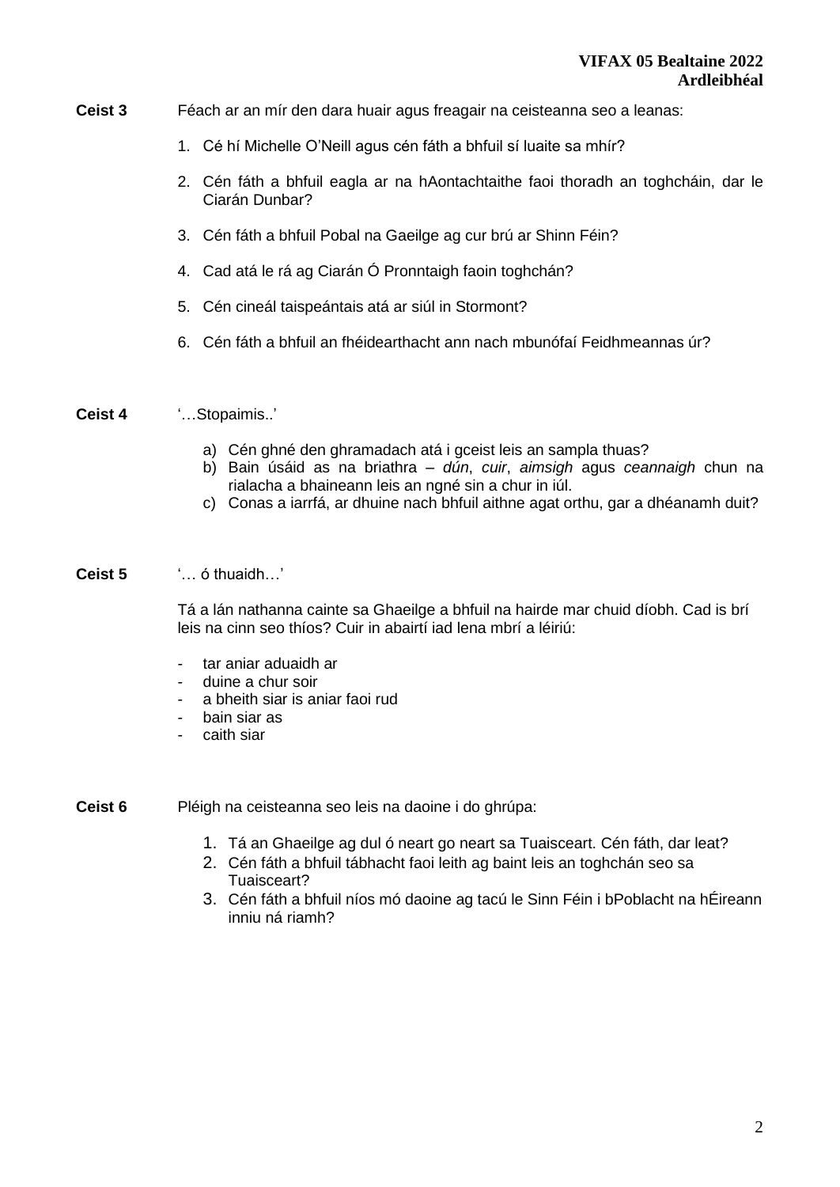**Ceist 3** Féach ar an mír den dara huair agus freagair na ceisteanna seo a leanas:

1. Cé hí Michelle O'Neill agus cén fáth a bhfuil sí luaite sa mhír?
2. Cén fáth a bhfuil eagla ar na hAontachtaithe faoi thoradh an toghcháin, dar le Ciarán Dunbar?
3. Cén fáth a bhfuil Pobal na Gaeilge ag cur brú ar Shinn Féin?
4. Cad atá le rá ag Ciarán Ó Pronntaigh faoin toghchán?
5. Cén cineál taispeántais atá ar siúl in Stormont?
6. Cén fáth a bhfuil an fhéidearthacht ann nach mbunófaí Feidhmeannas úr?

**Ceist 4** '…Stopaimis..'

a) Cén ghné den ghramadach atá i gceist leis an sampla thuas?
b) Bain úsáid as na briathra – *dún*, *cuir*, *aimsigh* agus *ceannaigh* chun na rialacha a bhaineann leis an ngné sin a chur in iúl.
c) Conas a iarrfá, ar dhuine nach bhfuil aithne agat orthu, gar a dhéanamh duit?

**Ceist 5** '… ó thuaidh…'

Tá a lán nathanna cainte sa Ghaeilge a bhfuil na hairde mar chuid díobh. Cad is brí leis na cinn seo thíos? Cuir in abairtí iad lena mbrí a léiriú:

- tar aniar aduaidh ar
- duine a chur soir
- a bheith siar is aniar faoi rud
- bain siar as
- caith siar

**Ceist 6** Pléigh na ceisteanna seo leis na daoine i do ghrúpa:

1. Tá an Ghaeilge ag dul ó neart go neart sa Tuaisceart. Cén fáth, dar leat?
2. Cén fáth a bhfuil tábhacht faoi leith ag baint leis an toghchán seo sa Tuaisceart?
3. Cén fáth a bhfuil níos mó daoine ag tacú le Sinn Féin i bPoblacht na hÉireann inniu ná riamh?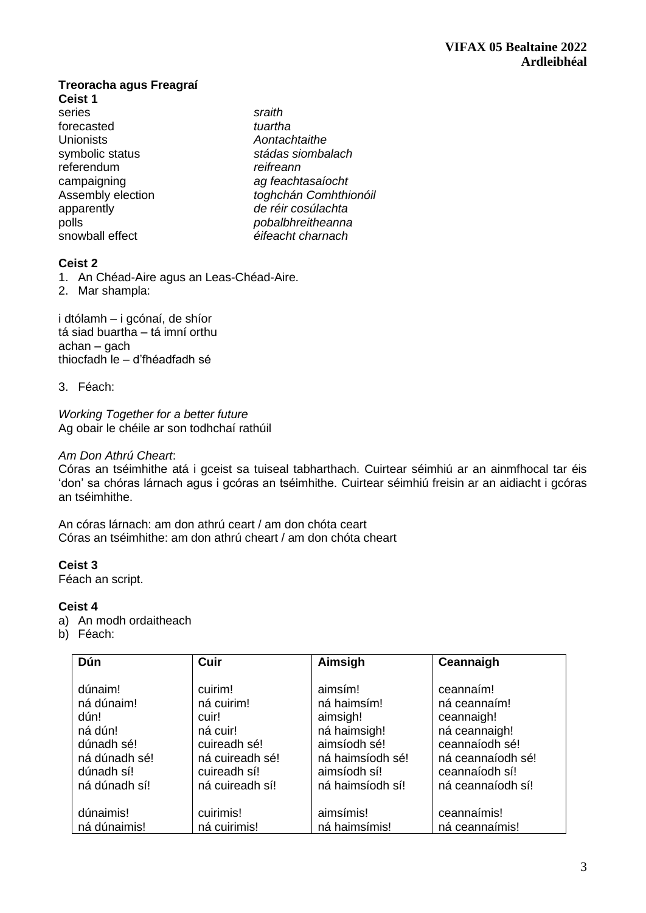**Treoracha agus Freagraí**

**Ceist 1**

| | |
|---|---|
| series | *sraith* |
| forecasted | *tuartha* |
| Unionists | *Aontachtaithe* |
| symbolic status | *stádas siombalach* |
| referendum | *reifreann* |
| campaigning | *ag feachtasaíocht* |
| Assembly election | *toghchán Comhthionóil* |
| apparently | *de réir cosúlachta* |
| polls | *pobalbhreitheanna* |
| snowball effect | *éifeacht charnach* |

**Ceist 2**

1. An Chéad-Aire agus an Leas-Chéad-Aire.
2. Mar shampla:

i dtólamh – i gcónaí, de shíor
tá siad buartha – tá imní orthu
achan – gach
thiocfadh le – d'fhéadfadh sé

3. Féach:

*Working Together for a better future*
Ag obair le chéile ar son todhchaí rathúil

*Am Don Athrú Cheart*:
Córas an tséimhithe atá i gceist sa tuiseal tabharthach. Cuirtear séimhiú ar an ainmfhocal tar éis 'don' sa chóras lárnach agus i gcóras an tséimhithe. Cuirtear séimhiú freisin ar an aidiacht i gcóras an tséimhithe.

An córas lárnach: am don athrú ceart / am don chóta ceart
Córas an tséimhithe: am don athrú cheart / am don chóta cheart

**Ceist 3**

Féach an script.

**Ceist 4**

a) An modh ordaitheach
b) Féach:

| **Dún** | **Cuir** | **Aimsigh** | **Ceannaigh** |
|---|---|---|---|
| dúnaim! | cuirim! | aimsím! | ceannaím! |
| ná dúnaim! | ná cuirim! | ná haimsím! | ná ceannaím! |
| dún! | cuir! | aimsigh! | ceannaigh! |
| ná dún! | ná cuir! | ná haimsigh! | ná ceannaigh! |
| dúnadh sé! | cuireadh sé! | aimsíodh sé! | ceannaíodh sé! |
| ná dúnadh sé! | ná cuireadh sé! | ná haimsíodh sé! | ná ceannaíodh sé! |
| dúnadh sí! | cuireadh sí! | aimsíodh sí! | ceannaíodh sí! |
| ná dúnadh sí! | ná cuireadh sí! | ná haimsíodh sí! | ná ceannaíodh sí! |
| dúnaimis! | cuirimis! | aimsímis! | ceannaímis! |
| ná dúnaimis! | ná cuirimis! | ná haimsímis! | ná ceannaímis! |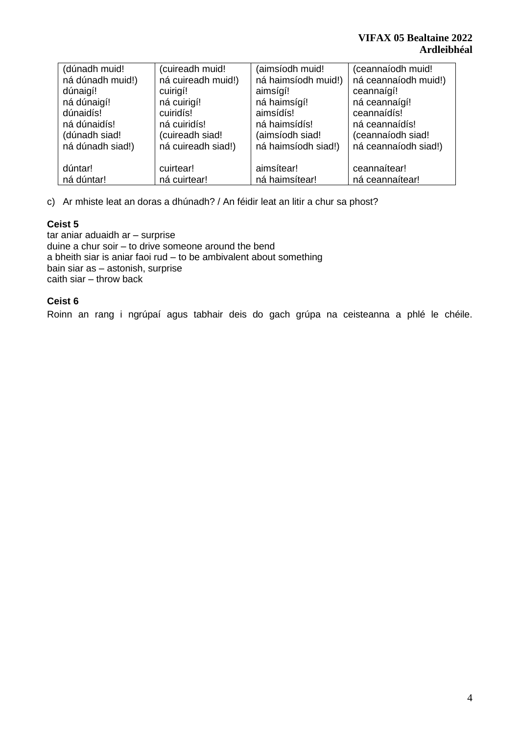| (dúnadh muid!<br>ná dúnadh muid!)<br>dúnaigí!<br>ná dúnaigí!<br>dúnaidís!<br>ná dúnaidís!<br>(dúnadh siad!<br>ná dúnadh siad!)<br><br>dúntar!<br>ná dúntar! | (cuireadh muid!<br>ná cuireadh muid!)<br>cuirigí!<br>ná cuirigí!<br>cuiridís!<br>ná cuiridís!<br>(cuireadh siad!<br>ná cuireadh siad!)<br><br>cuirtear!<br>ná cuirtear! | (aimsíodh muid!<br>ná haimsíodh muid!)<br>aimsígí!<br>ná haimsígí!<br>aimsídís!<br>ná haimsídís!<br>(aimsíodh siad!<br>ná haimsíodh siad!)<br><br>aimsítear!<br>ná haimsítear! | (ceannaíodh muid!<br>ná ceannaíodh muid!)<br>ceannaígí!<br>ná ceannaígí!<br>ceannaídís!<br>ná ceannaídís!<br>(ceannaíodh siad!<br>ná ceannaíodh siad!)<br><br>ceannaítear!<br>ná ceannaítear! |
|---|---|---|---|

c) Ar mhiste leat an doras a dhúnadh? / An féidir leat an litir a chur sa phost?

**Ceist 5**

tar aniar aduaidh ar – surprise
duine a chur soir – to drive someone around the bend
a bheith siar is aniar faoi rud – to be ambivalent about something
bain siar as – astonish, surprise
caith siar – throw back

**Ceist 6**

Roinn an rang i ngrúpaí agus tabhair deis do gach grúpa na ceisteanna a phlé le chéile.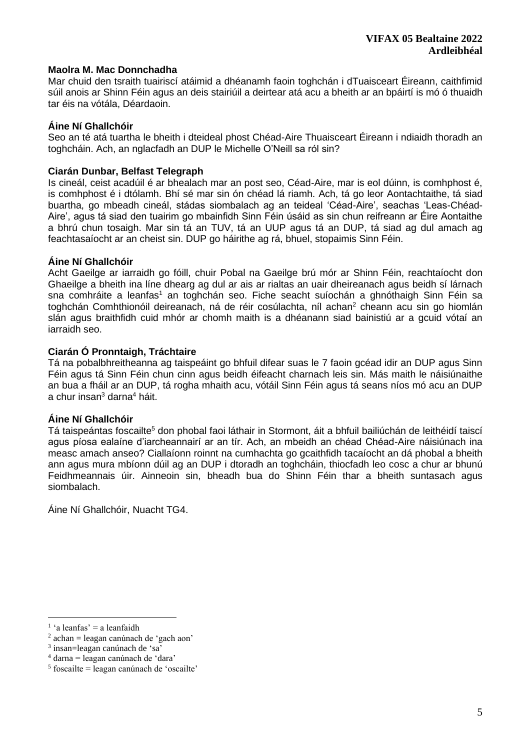**VIFAX 05 Bealtaine 2022**
**Ardleibhéal**

**Maolra M. Mac Donnchadha**
Mar chuid den tsraith tuairiscí atáimid a dhéanamh faoin toghchán i dTuaisceart Éireann, caithfimid súil anois ar Shinn Féin agus an deis stairiúil a deirtear atá acu a bheith ar an bpáirtí is mó ó thuaidh tar éis na vótála, Déardaoin.

**Áine Ní Ghallchóir**
Seo an té atá tuartha le bheith i dteideal phost Chéad-Aire Thuaisceart Éireann i ndiaidh thoradh an toghcháin. Ach, an nglacfadh an DUP le Michelle O'Neill sa ról sin?

**Ciarán Dunbar, Belfast Telegraph**
Is cineál, ceist acadúil é ar bhealach mar an post seo, Céad-Aire, mar is eol dúinn, is comhphost é, is comhphost é i dtólamh. Bhí sé mar sin ón chéad lá riamh. Ach, tá go leor Aontachtaithe, tá siad buartha, go mbeadh cineál, stádas siombalach ag an teideal 'Céad-Aire', seachas 'Leas-Chéad-Aire', agus tá siad den tuairim go mbainfidh Sinn Féin úsáid as sin chun reifreann ar Éire Aontaithe a bhrú chun tosaigh. Mar sin tá an TUV, tá an UUP agus tá an DUP, tá siad ag dul amach ag feachtasaíocht ar an cheist sin. DUP go háirithe ag rá, bhuel, stopaimis Sinn Féin.

**Áine Ní Ghallchóir**
Acht Gaeilge ar iarraidh go fóill, chuir Pobal na Gaeilge brú mór ar Shinn Féin, reachtaíocht don Ghaeilge a bheith ina líne dhearg ag dul ar ais ar rialtas an uair dheireanach agus beidh sí lárnach sna comhráite a leanfas[1] an toghchán seo. Fiche seacht suíochán a ghnóthaigh Sinn Féin sa toghchán Comhthionóil deireanach, ná de réir cosúlachta, níl achan[2] cheann acu sin go hiomlán slán agus braithfidh cuid mhór ar chomh maith is a dhéanann siad bainistiú ar a gcuid vótaí an iarraidh seo.

**Ciarán Ó Pronntaigh, Tráchtaire**
Tá na pobalbhreitheanna ag taispeáint go bhfuil difear suas le 7 faoin gcéad idir an DUP agus Sinn Féin agus tá Sinn Féin chun cinn agus beidh éifeacht charnach leis sin. Más maith le náisiúnaithe an bua a fháil ar an DUP, tá rogha mhaith acu, vótáil Sinn Féin agus tá seans níos mó acu an DUP a chur insan[3] darna[4] háit.

**Áine Ní Ghallchóir**
Tá taispeántas foscailte[5] don phobal faoi láthair in Stormont, áit a bhfuil bailiúchán de leithéidí taiscí agus píosa ealaíne d'iarcheannairí ar an tír. Ach, an mbeidh an chéad Chéad-Aire náisiúnach ina measc amach anseo? Ciallaíonn roinnt na cumhachta go gcaithfidh tacaíocht an dá phobal a bheith ann agus mura mbíonn dúil ag an DUP i dtoradh an toghcháin, thiocfadh leo cosc a chur ar bhunú Feidhmeannais úir. Ainneoin sin, bheadh bua do Shinn Féin thar a bheith suntasach agus siombalach.

Áine Ní Ghallchóir, Nuacht TG4.

---

[1] 'a leanfas' = a leanfaidh
[2] achan = leagan canúnach de 'gach aon'
[3] insan=leagan canúnach de 'sa'
[4] darna = leagan canúnach de 'dara'
[5] foscailte = leagan canúnach de 'oscailte'